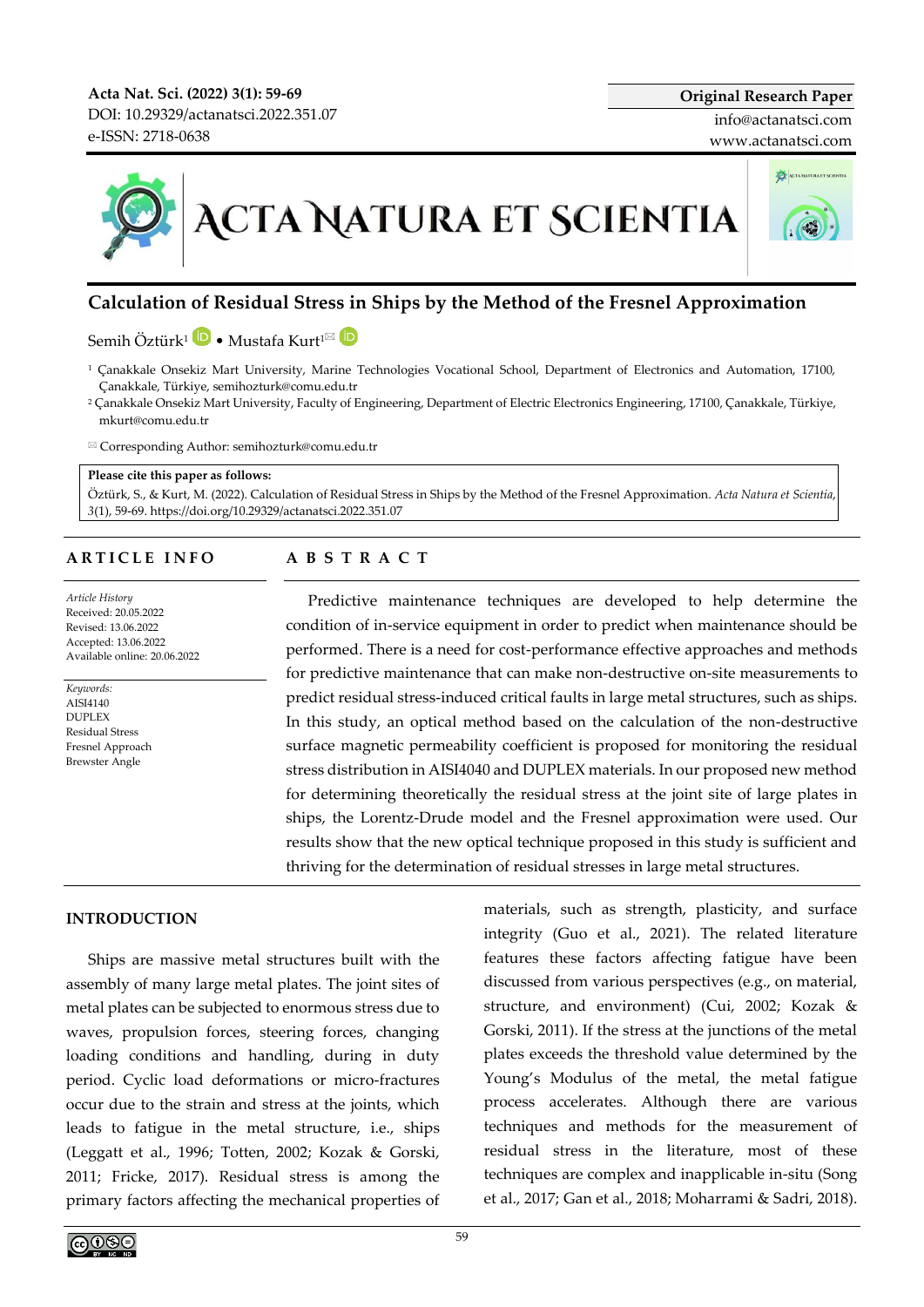Original Research Paper

info@actanatsci.com
www.actanatsci.com

Acta Nat. Sci. (2022) 3(1): 59-69
DOI: 10.29329/actanatsci.2022.351.07
e-ISSN: 2718-0638

# Calculation of Residual Stress in Ships by the Method of the Fresnel Approximation

Semih Öztürk[1] • Mustafa Kurt[1]✉

[1] Çanakkale Onsekiz Mart University, Marine Technologies Vocational School, Department of Electronics and Automation, 17100, Çanakkale, Türkiye, semihozturk@comu.edu.tr

[2] Çanakkale Onsekiz Mart University, Faculty of Engineering, Department of Electric Electronics Engineering, 17100, Çanakkale, Türkiye, mkurt@comu.edu.tr

✉ Corresponding Author: semihozturk@comu.edu.tr

**Please cite this paper as follows:**
Öztürk, S., & Kurt, M. (2022). Calculation of Residual Stress in Ships by the Method of the Fresnel Approximation. *Acta Natura et Scientia*, *3*(1), 59-69. https://doi.org/10.29329/actanatsci.2022.351.07

## ARTICLE INFO

*Article History*
Received: 20.05.2022
Revised: 13.06.2022
Accepted: 13.06.2022
Available online: 20.06.2022

*Keywords:*
AISI4140
DUPLEX
Residual Stress
Fresnel Approach
Brewster Angle

## ABSTRACT

Predictive maintenance techniques are developed to help determine the condition of in-service equipment in order to predict when maintenance should be performed. There is a need for cost-performance effective approaches and methods for predictive maintenance that can make non-destructive on-site measurements to predict residual stress-induced critical faults in large metal structures, such as ships. In this study, an optical method based on the calculation of the non-destructive surface magnetic permeability coefficient is proposed for monitoring the residual stress distribution in AISI4040 and DUPLEX materials. In our proposed new method for determining theoretically the residual stress at the joint site of large plates in ships, the Lorentz-Drude model and the Fresnel approximation were used. Our results show that the new optical technique proposed in this study is sufficient and thriving for the determination of residual stresses in large metal structures.

## INTRODUCTION

Ships are massive metal structures built with the assembly of many large metal plates. The joint sites of metal plates can be subjected to enormous stress due to waves, propulsion forces, steering forces, changing loading conditions and handling, during in duty period. Cyclic load deformations or micro-fractures occur due to the strain and stress at the joints, which leads to fatigue in the metal structure, i.e., ships (Leggatt et al., 1996; Totten, 2002; Kozak & Gorski, 2011; Fricke, 2017). Residual stress is among the primary factors affecting the mechanical properties of materials, such as strength, plasticity, and surface integrity (Guo et al., 2021). The related literature features these factors affecting fatigue have been discussed from various perspectives (e.g., on material, structure, and environment) (Cui, 2002; Kozak & Gorski, 2011). If the stress at the junctions of the metal plates exceeds the threshold value determined by the Young's Modulus of the metal, the metal fatigue process accelerates. Although there are various techniques and methods for the measurement of residual stress in the literature, most of these techniques are complex and inapplicable in-situ (Song et al., 2017; Gan et al., 2018; Moharrami & Sadri, 2018).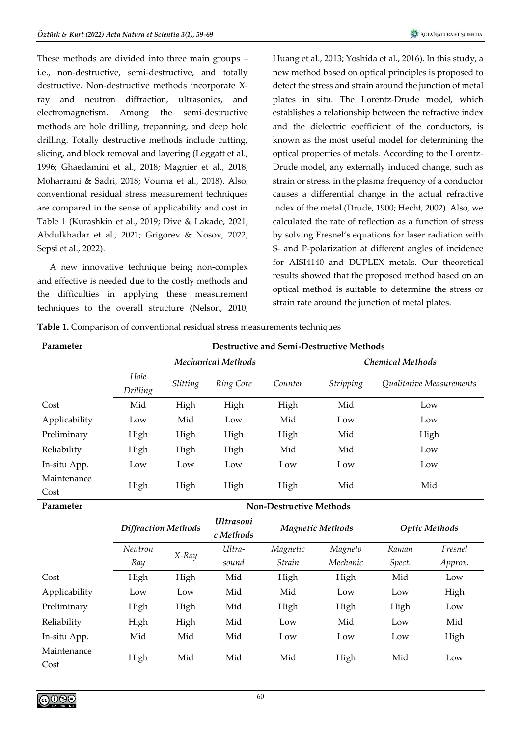These methods are divided into three main groups – i.e., non-destructive, semi-destructive, and totally destructive. Non-destructive methods incorporate X-ray and neutron diffraction, ultrasonics, and electromagnetism. Among the semi-destructive methods are hole drilling, trepanning, and deep hole drilling. Totally destructive methods include cutting, slicing, and block removal and layering (Leggatt et al., 1996; Ghaedamini et al., 2018; Magnier et al., 2018; Moharrami & Sadri, 2018; Vourna et al., 2018). Also, conventional residual stress measurement techniques are compared in the sense of applicability and cost in Table 1 (Kurashkin et al., 2019; Dive & Lakade, 2021; Abdulkhadar et al., 2021; Grigorev & Nosov, 2022; Sepsi et al., 2022).

A new innovative technique being non-complex and effective is needed due to the costly methods and the difficulties in applying these measurement techniques to the overall structure (Nelson, 2010; Huang et al., 2013; Yoshida et al., 2016). In this study, a new method based on optical principles is proposed to detect the stress and strain around the junction of metal plates in situ. The Lorentz-Drude model, which establishes a relationship between the refractive index and the dielectric coefficient of the conductors, is known as the most useful model for determining the optical properties of metals. According to the Lorentz-Drude model, any externally induced change, such as strain or stress, in the plasma frequency of a conductor causes a differential change in the actual refractive index of the metal (Drude, 1900; Hecht, 2002). Also, we calculated the rate of reflection as a function of stress by solving Fresnel's equations for laser radiation with S- and P-polarization at different angles of incidence for AISI4140 and DUPLEX metals. Our theoretical results showed that the proposed method based on an optical method is suitable to determine the stress or strain rate around the junction of metal plates.

**Table 1.** Comparison of conventional residual stress measurements techniques

| Parameter | Destructive and Semi-Destructive Methods | | | | | |
|---|---|---|---|---|---|---|
| | *Mechanical Methods* | | | | *Chemical Methods* | |
| | *Hole Drilling* | *Slitting* | *Ring Core* | *Counter* | *Stripping* | *Qualitative Measurements* |
| Cost | Mid | High | High | High | Mid | Low |
| Applicability | Low | Mid | Low | Mid | Low | Low |
| Preliminary | High | High | High | High | Mid | High |
| Reliability | High | High | High | Mid | Mid | Low |
| In-situ App. | Low | Low | Low | Low | Low | Low |
| Maintenance Cost | High | High | High | High | Mid | Mid |

| Parameter | Non-Destructive Methods | | | | | | |
|---|---|---|---|---|---|---|---|
| | *Diffraction Methods* | | *Ultrasonic Methods* | *Magnetic Methods* | | *Optic Methods* | |
| | *Neutron Ray* | *X-Ray* | *Ultra-sound* | *Magnetic Strain* | *Magneto Mechanic* | *Raman Spect.* | *Fresnel Approx.* |
| Cost | High | High | Mid | High | High | Mid | Low |
| Applicability | Low | Low | Mid | Mid | Low | Low | High |
| Preliminary | High | High | Mid | High | High | High | Low |
| Reliability | High | High | Mid | Low | Mid | Low | Mid |
| In-situ App. | Mid | Mid | Mid | Low | Low | Low | High |
| Maintenance Cost | High | Mid | Mid | Mid | High | Mid | Low |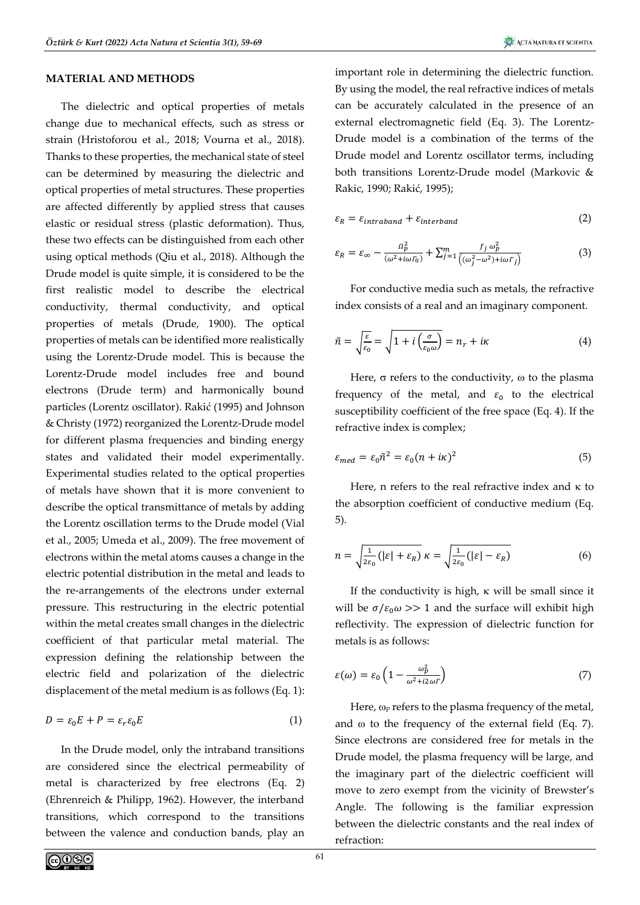## MATERIAL AND METHODS

The dielectric and optical properties of metals change due to mechanical effects, such as stress or strain (Hristoforou et al., 2018; Vourna et al., 2018). Thanks to these properties, the mechanical state of steel can be determined by measuring the dielectric and optical properties of metal structures. These properties are affected differently by applied stress that causes elastic or residual stress (plastic deformation). Thus, these two effects can be distinguished from each other using optical methods (Qiu et al., 2018). Although the Drude model is quite simple, it is considered to be the first realistic model to describe the electrical conductivity, thermal conductivity, and optical properties of metals (Drude, 1900). The optical properties of metals can be identified more realistically using the Lorentz-Drude model. This is because the Lorentz-Drude model includes free and bound electrons (Drude term) and harmonically bound particles (Lorentz oscillator). Rakić (1995) and Johnson & Christy (1972) reorganized the Lorentz-Drude model for different plasma frequencies and binding energy states and validated their model experimentally. Experimental studies related to the optical properties of metals have shown that it is more convenient to describe the optical transmittance of metals by adding the Lorentz oscillation terms to the Drude model (Vial et al., 2005; Umeda et al., 2009). The free movement of electrons within the metal atoms causes a change in the electric potential distribution in the metal and leads to the re-arrangements of the electrons under external pressure. This restructuring in the electric potential within the metal creates small changes in the dielectric coefficient of that particular metal material. The expression defining the relationship between the electric field and polarization of the dielectric displacement of the metal medium is as follows (Eq. 1):

$$D = \varepsilon_0 E + P = \varepsilon_r \varepsilon_0 E \tag{1}$$

In the Drude model, only the intraband transitions are considered since the electrical permeability of metal is characterized by free electrons (Eq. 2) (Ehrenreich & Philipp, 1962). However, the interband transitions, which correspond to the transitions between the valence and conduction bands, play an important role in determining the dielectric function. By using the model, the real refractive indices of metals can be accurately calculated in the presence of an external electromagnetic field (Eq. 3). The Lorentz-Drude model is a combination of the terms of the Drude model and Lorentz oscillator terms, including both transitions Lorentz-Drude model (Markovic & Rakic, 1990; Rakić, 1995);

$$\varepsilon_R = \varepsilon_{intraband} + \varepsilon_{interband} \tag{2}$$

$$\varepsilon_R = \varepsilon_\infty - \frac{\Omega_p^2}{(\omega^2 + i\omega\Gamma_0)} + \sum_{j=1}^{m} \frac{f_j\, \omega_p^2}{\left((\omega_j^2 - \omega^2) + i\omega\Gamma_j\right)} \tag{3}$$

For conductive media such as metals, the refractive index consists of a real and an imaginary component.

$$\tilde{n} = \sqrt{\frac{\varepsilon}{\varepsilon_0}} = \sqrt{1 + i\left(\frac{\sigma}{\varepsilon_0 \omega}\right)} = n_r + i\kappa \tag{4}$$

Here, σ refers to the conductivity, ω to the plasma frequency of the metal, and $\varepsilon_0$ to the electrical susceptibility coefficient of the free space (Eq. 4). If the refractive index is complex;

$$\varepsilon_{med} = \varepsilon_0 \tilde{n}^2 = \varepsilon_0 (n + i\kappa)^2 \tag{5}$$

Here, n refers to the real refractive index and κ to the absorption coefficient of conductive medium (Eq. 5).

$$n = \sqrt{\frac{1}{2\varepsilon_0}(|\varepsilon| + \varepsilon_R)} \quad \kappa = \sqrt{\frac{1}{2\varepsilon_0}(|\varepsilon| - \varepsilon_R)} \tag{6}$$

If the conductivity is high, κ will be small since it will be $\sigma/\varepsilon_0\omega >> 1$ and the surface will exhibit high reflectivity. The expression of dielectric function for metals is as follows:

$$\varepsilon(\omega) = \varepsilon_0 \left(1 - \frac{\omega_p^2}{\omega^2 + i2\omega\Gamma}\right) \tag{7}$$

Here, $\omega_p$ refers to the plasma frequency of the metal, and ω to the frequency of the external field (Eq. 7). Since electrons are considered free for metals in the Drude model, the plasma frequency will be large, and the imaginary part of the dielectric coefficient will move to zero exempt from the vicinity of Brewster's Angle. The following is the familiar expression between the dielectric constants and the real index of refraction: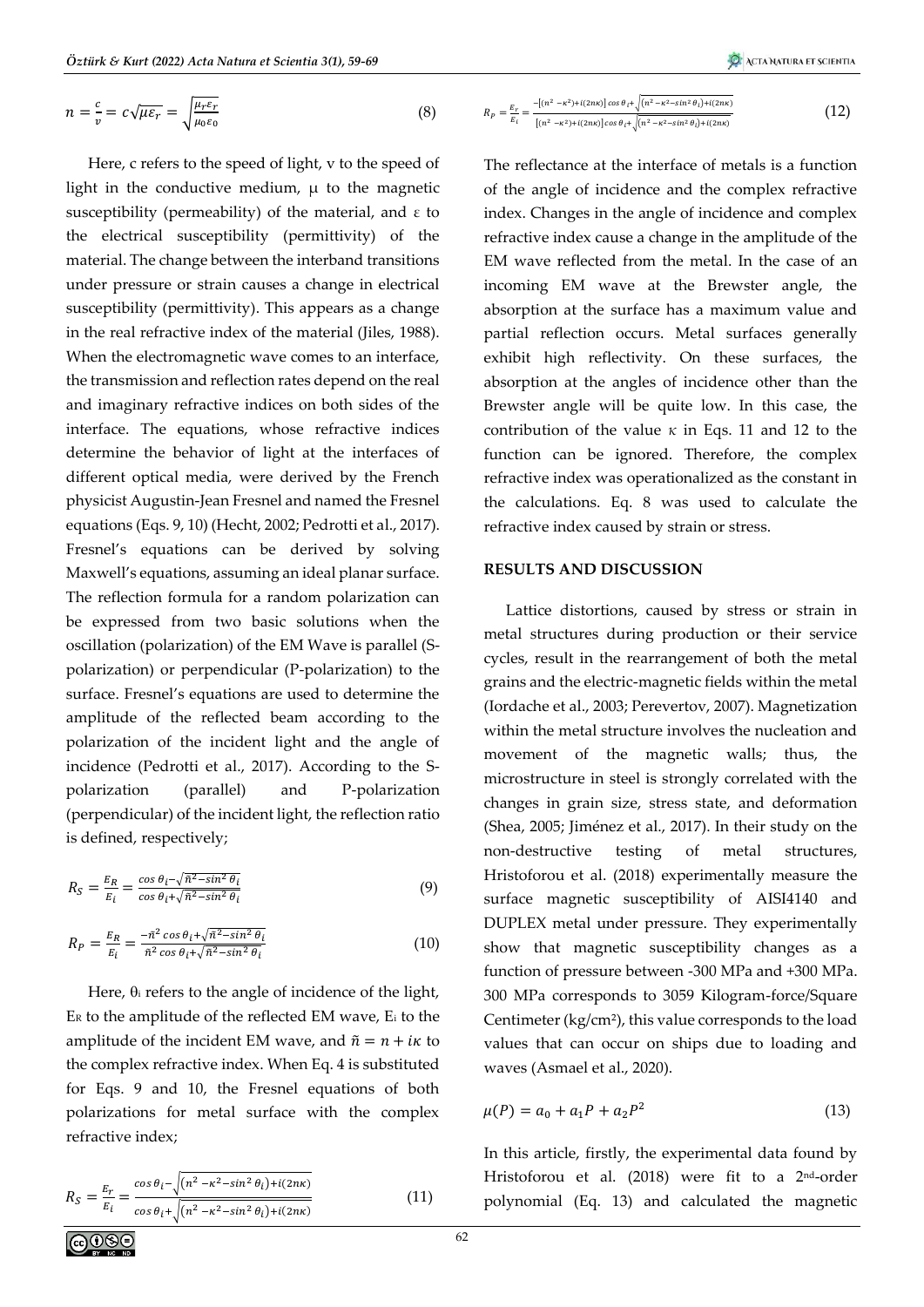$$n = \frac{c}{v} = c\sqrt{\mu\varepsilon_r} = \sqrt{\frac{\mu_r \varepsilon_r}{\mu_0 \varepsilon_0}} \tag{8}$$

Here, c refers to the speed of light, v to the speed of light in the conductive medium, μ to the magnetic susceptibility (permeability) of the material, and ε to the electrical susceptibility (permittivity) of the material. The change between the interband transitions under pressure or strain causes a change in electrical susceptibility (permittivity). This appears as a change in the real refractive index of the material (Jiles, 1988). When the electromagnetic wave comes to an interface, the transmission and reflection rates depend on the real and imaginary refractive indices on both sides of the interface. The equations, whose refractive indices determine the behavior of light at the interfaces of different optical media, were derived by the French physicist Augustin-Jean Fresnel and named the Fresnel equations (Eqs. 9, 10) (Hecht, 2002; Pedrotti et al., 2017). Fresnel's equations can be derived by solving Maxwell's equations, assuming an ideal planar surface. The reflection formula for a random polarization can be expressed from two basic solutions when the oscillation (polarization) of the EM Wave is parallel (S-polarization) or perpendicular (P-polarization) to the surface. Fresnel's equations are used to determine the amplitude of the reflected beam according to the polarization of the incident light and the angle of incidence (Pedrotti et al., 2017). According to the S-polarization (parallel) and P-polarization (perpendicular) of the incident light, the reflection ratio is defined, respectively;

$$R_S = \frac{E_R}{E_i} = \frac{\cos\theta_i - \sqrt{\tilde{n}^2 - \sin^2\theta_i}}{\cos\theta_i + \sqrt{\tilde{n}^2 - \sin^2\theta_i}} \tag{9}$$

$$R_P = \frac{E_R}{E_i} = \frac{-\tilde{n}^2\cos\theta_i + \sqrt{\tilde{n}^2 - \sin^2\theta_i}}{\tilde{n}^2\cos\theta_i + \sqrt{\tilde{n}^2 - \sin^2\theta_i}} \tag{10}$$

Here, $\theta_i$ refers to the angle of incidence of the light, $E_R$ to the amplitude of the reflected EM wave, $E_i$ to the amplitude of the incident EM wave, and $\tilde{n} = n + i\kappa$ to the complex refractive index. When Eq. 4 is substituted for Eqs. 9 and 10, the Fresnel equations of both polarizations for metal surface with the complex refractive index;

$$R_S = \frac{E_r}{E_i} = \frac{\cos\theta_i - \sqrt{(n^2 - \kappa^2 - \sin^2\theta_i) + i(2n\kappa)}}{\cos\theta_i + \sqrt{(n^2 - \kappa^2 - \sin^2\theta_i) + i(2n\kappa)}} \tag{11}$$

$$R_P = \frac{E_r}{E_i} = \frac{-[(n^2 - \kappa^2) + i(2n\kappa)]\cos\theta_i + \sqrt{(n^2 - \kappa^2 - \sin^2\theta_i) + i(2n\kappa)}}{[(n^2 - \kappa^2) + i(2n\kappa)]\cos\theta_i + \sqrt{(n^2 - \kappa^2 - \sin^2\theta_i) + i(2n\kappa)}} \tag{12}$$

The reflectance at the interface of metals is a function of the angle of incidence and the complex refractive index. Changes in the angle of incidence and complex refractive index cause a change in the amplitude of the EM wave reflected from the metal. In the case of an incoming EM wave at the Brewster angle, the absorption at the surface has a maximum value and partial reflection occurs. Metal surfaces generally exhibit high reflectivity. On these surfaces, the absorption at the angles of incidence other than the Brewster angle will be quite low. In this case, the contribution of the value $\kappa$ in Eqs. 11 and 12 to the function can be ignored. Therefore, the complex refractive index was operationalized as the constant in the calculations. Eq. 8 was used to calculate the refractive index caused by strain or stress.

## RESULTS AND DISCUSSION

Lattice distortions, caused by stress or strain in metal structures during production or their service cycles, result in the rearrangement of both the metal grains and the electric-magnetic fields within the metal (Iordache et al., 2003; Perevertov, 2007). Magnetization within the metal structure involves the nucleation and movement of the magnetic walls; thus, the microstructure in steel is strongly correlated with the changes in grain size, stress state, and deformation (Shea, 2005; Jiménez et al., 2017). In their study on the non-destructive testing of metal structures, Hristoforou et al. (2018) experimentally measure the surface magnetic susceptibility of AISI4140 and DUPLEX metal under pressure. They experimentally show that magnetic susceptibility changes as a function of pressure between -300 MPa and +300 MPa. 300 MPa corresponds to 3059 Kilogram-force/Square Centimeter (kg/cm²), this value corresponds to the load values that can occur on ships due to loading and waves (Asmael et al., 2020).

$$\mu(P) = a_0 + a_1 P + a_2 P^2 \tag{13}$$

In this article, firstly, the experimental data found by Hristoforou et al. (2018) were fit to a 2nd-order polynomial (Eq. 13) and calculated the magnetic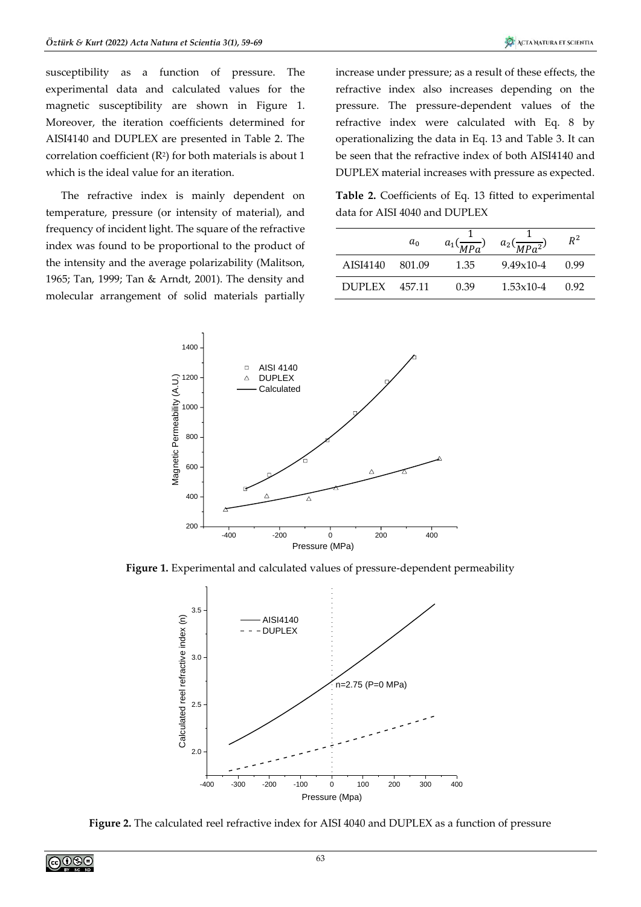susceptibility as a function of pressure. The experimental data and calculated values for the magnetic susceptibility are shown in Figure 1. Moreover, the iteration coefficients determined for AISI4140 and DUPLEX are presented in Table 2. The correlation coefficient ($R^2$) for both materials is about 1 which is the ideal value for an iteration.

The refractive index is mainly dependent on temperature, pressure (or intensity of material), and frequency of incident light. The square of the refractive index was found to be proportional to the product of the intensity and the average polarizability (Malitson, 1965; Tan, 1999; Tan & Arndt, 2001). The density and molecular arrangement of solid materials partially increase under pressure; as a result of these effects, the refractive index also increases depending on the pressure. The pressure-dependent values of the refractive index were calculated with Eq. 8 by operationalizing the data in Eq. 13 and Table 3. It can be seen that the refractive index of both AISI4140 and DUPLEX material increases with pressure as expected.

**Table 2.** Coefficients of Eq. 13 fitted to experimental data for AISI 4040 and DUPLEX

| | $a_0$ | $a_1(\frac{1}{MPa})$ | $a_2(\frac{1}{MPa^2})$ | $R^2$ |
|---|---|---|---|---|
| AISI4140 | 801.09 | 1.35 | 9.49x10-4 | 0.99 |
| DUPLEX | 457.11 | 0.39 | 1.53x10-4 | 0.92 |

**Figure 1.** Experimental and calculated values of pressure-dependent permeability

**Figure 2.** The calculated reel refractive index for AISI 4040 and DUPLEX as a function of pressure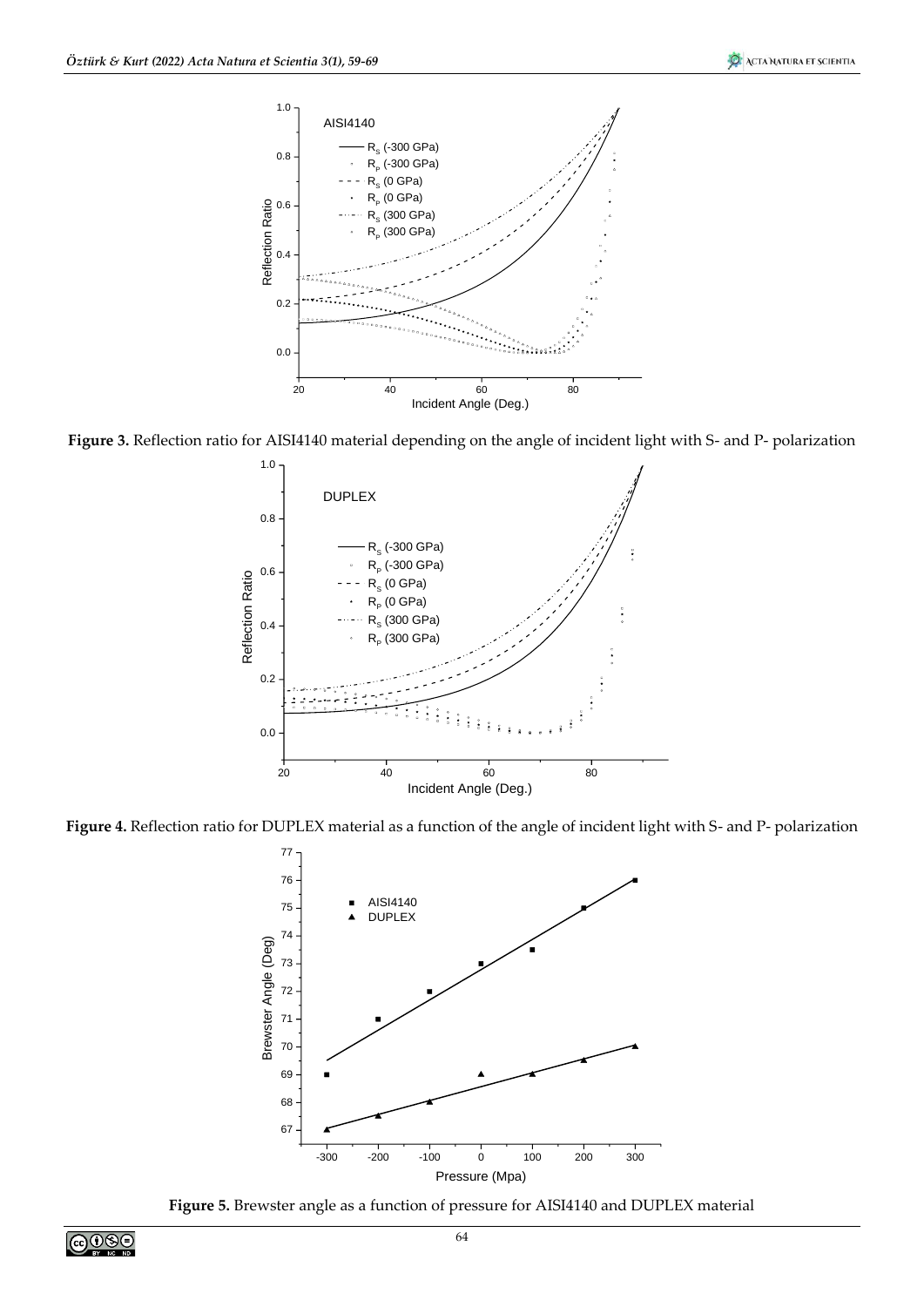**Figure 3.** Reflection ratio for AISI4140 material depending the angle of incident light with S- and P- polarization

**Figure 4.** Reflection ratio for DUPLEX material as a function of the angle of incident light with S- and P- polarization

**Figure 5.** Brewster angle as a function of pressure for AISI4140 and DUPLEX material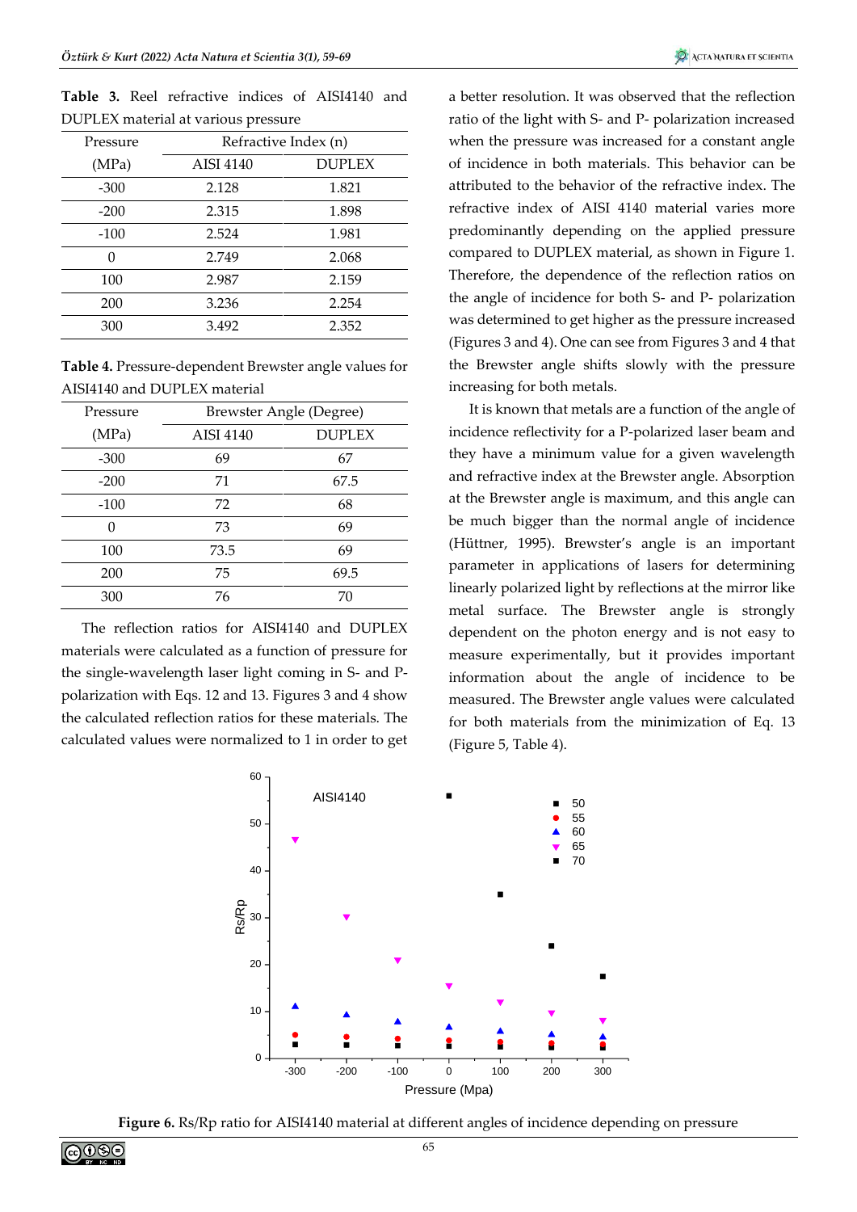**Table 3.** Reel refractive indices of AISI4140 and DUPLEX material at various pressure

| Pressure (MPa) | Refractive Index (n) | |
|---|---|---|
| | AISI 4140 | DUPLEX |
| -300 | 2.128 | 1.821 |
| -200 | 2.315 | 1.898 |
| -100 | 2.524 | 1.981 |
| 0 | 2.749 | 2.068 |
| 100 | 2.987 | 2.159 |
| 200 | 3.236 | 2.254 |
| 300 | 3.492 | 2.352 |

**Table 4.** Pressure-dependent Brewster angle values for AISI4140 and DUPLEX material

| Pressure (MPa) | Brewster Angle (Degree) | |
|---|---|---|
| | AISI 4140 | DUPLEX |
| -300 | 69 | 67 |
| -200 | 71 | 67.5 |
| -100 | 72 | 68 |
| 0 | 73 | 69 |
| 100 | 73.5 | 69 |
| 200 | 75 | 69.5 |
| 300 | 76 | 70 |

The reflection ratios for AISI4140 and DUPLEX materials were calculated as a function of pressure for the single-wavelength laser light coming in S- and P-polarization with Eqs. 12 and 13. Figures 3 and 4 show the calculated reflection ratios for these materials. The calculated values were normalized to 1 in order to get a better resolution. It was observed that the reflection ratio of the light with S- and P- polarization increased when the pressure was increased for a constant angle of incidence in both materials. This behavior can be attributed to the behavior of the refractive index. The refractive index of AISI 4140 material varies more predominantly depending on the applied pressure compared to DUPLEX material, as shown in Figure 1. Therefore, the dependence of the reflection ratios on the angle of incidence for both S- and P- polarization was determined to get higher as the pressure increased (Figures 3 and 4). One can see from Figures 3 and 4 that the Brewster angle shifts slowly with the pressure increasing for both metals.

It is known that metals are a function of the angle of incidence reflectivity for a P-polarized laser beam and they have a minimum value for a given wavelength and refractive index at the Brewster angle. Absorption at the Brewster angle is maximum, and this angle can be much bigger than the normal angle of incidence (Hüttner, 1995). Brewster's angle is an important parameter in applications of lasers for determining linearly polarized light by reflections at the mirror like metal surface. The Brewster angle is strongly dependent on the photon energy and is not easy to measure experimentally, but it provides important information about the angle of incidence to be measured. The Brewster angle values were calculated for both materials from the minimization of Eq. 13 (Figure 5, Table 4).

**Figure 6.** Rs/Rp ratio for AISI4140 material at different angles of incidence depending on pressure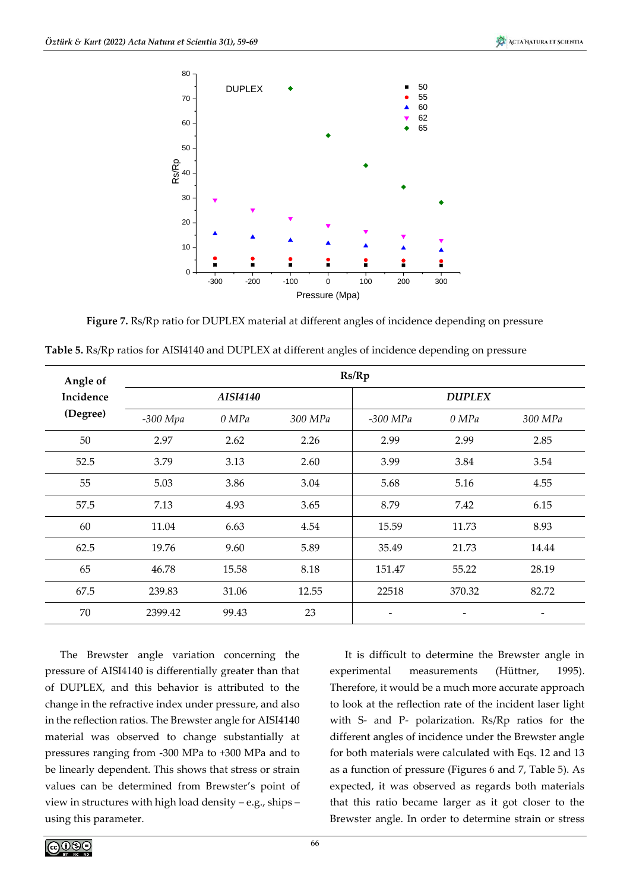**Figure 7.** Rs/Rp ratio for DUPLEX material at different angles of incidence depending on pressure

**Table 5.** Rs/Rp ratios for AISI4140 and DUPLEX at different angles of incidence depending on pressure

| Angle of Incidence (Degree) | Rs/Rp | | | | | |
|---|---|---|---|---|---|---|
| | *AISI4140* | | | *DUPLEX* | | |
| | *-300 Mpa* | *0 MPa* | *300 MPa* | *-300 MPa* | *0 MPa* | *300 MPa* |
| 50 | 2.97 | 2.62 | 2.26 | 2.99 | 2.99 | 2.85 |
| 52.5 | 3.79 | 3.13 | 2.60 | 3.99 | 3.84 | 3.54 |
| 55 | 5.03 | 3.86 | 3.04 | 5.68 | 5.16 | 4.55 |
| 57.5 | 7.13 | 4.93 | 3.65 | 8.79 | 7.42 | 6.15 |
| 60 | 11.04 | 6.63 | 4.54 | 15.59 | 11.73 | 8.93 |
| 62.5 | 19.76 | 9.60 | 5.89 | 35.49 | 21.73 | 14.44 |
| 65 | 46.78 | 15.58 | 8.18 | 151.47 | 55.22 | 28.19 |
| 67.5 | 239.83 | 31.06 | 12.55 | 22518 | 370.32 | 82.72 |
| 70 | 2399.42 | 99.43 | 23 | - | - | - |

The Brewster angle variation concerning the pressure of AISI4140 is differentially greater than that of DUPLEX, and this behavior is attributed to the change in the refractive index under pressure, and also in the reflection ratios. The Brewster angle for AISI4140 material was observed to change substantially at pressures ranging from -300 MPa to +300 MPa and to be linearly dependent. This shows that stress or strain values can be determined from Brewster's point of view in structures with high load density – e.g., ships – using this parameter.

It is difficult to determine the Brewster angle in experimental measurements (Hüttner, 1995). Therefore, it would be a much more accurate approach to look at the reflection rate of the incident laser light with S- and P- polarization. Rs/Rp ratios for the different angles of incidence under the Brewster angle for both materials were calculated with Eqs. 12 and 13 as a function of pressure (Figures 6 and 7, Table 5). As expected, it was observed as regards both materials that this ratio became larger as it got closer to the Brewster angle. In order to determine strain or stress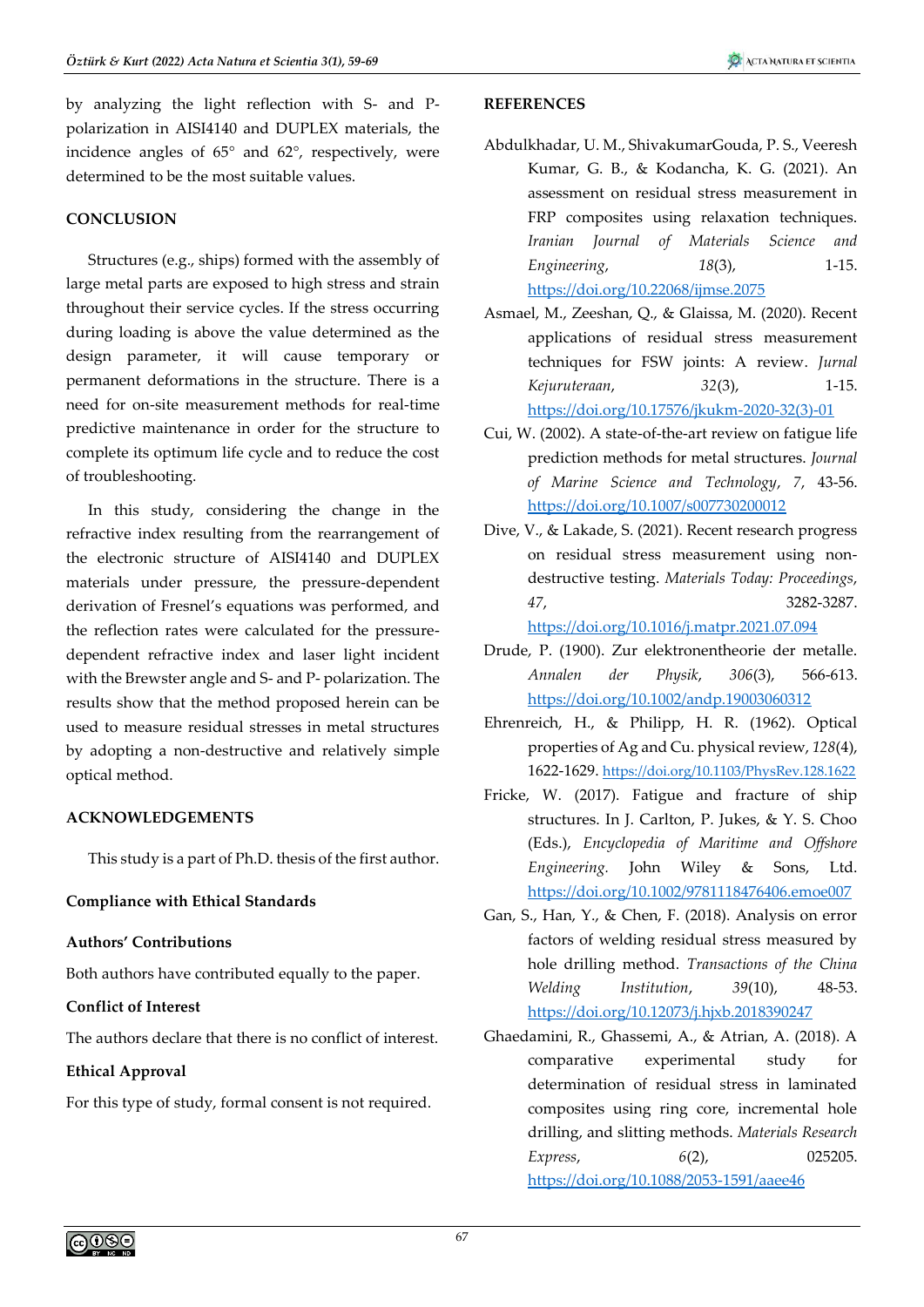by analyzing the light reflection with S- and P- polarization in AISI4140 and DUPLEX materials, the incidence angles of 65° and 62°, respectively, were determined to be the most suitable values.

## CONCLUSION

Structures (e.g., ships) formed with the assembly of large metal parts are exposed to high stress and strain throughout their service cycles. If the stress occurring during loading is above the value determined as the design parameter, it will cause temporary or permanent deformations in the structure. There is a need for on-site measurement methods for real-time predictive maintenance in order for the structure to complete its optimum life cycle and to reduce the cost of troubleshooting.

In this study, considering the change in the refractive index resulting from the rearrangement of the electronic structure of AISI4140 and DUPLEX materials under pressure, the pressure-dependent derivation of Fresnel's equations was performed, and the reflection rates were calculated for the pressure-dependent refractive index and laser light incident with the Brewster angle and S- and P- polarization. The results show that the method proposed herein can be used to measure residual stresses in metal structures by adopting a non-destructive and relatively simple optical method.

## ACKNOWLEDGEMENTS

This study is a part of Ph.D. thesis of the first author.

### Compliance with Ethical Standards

**Authors' Contributions**

Both authors have contributed equally to the paper.

**Conflict of Interest**

The authors declare that there is no conflict of interest.

**Ethical Approval**

For this type of study, formal consent is not required.

## REFERENCES

Abdulkhadar, U. M., ShivakumarGouda, P. S., Veeresh Kumar, G. B., & Kodancha, K. G. (2021). An assessment on residual stress measurement in FRP composites using relaxation techniques. *Iranian Journal of Materials Science and Engineering*, *18*(3), 1-15. https://doi.org/10.22068/ijmse.2075

Asmael, M., Zeeshan, Q., & Glaissa, M. (2020). Recent applications of residual stress measurement techniques for FSW joints: A review. *Jurnal Kejuruteraan*, *32*(3), 1-15. https://doi.org/10.17576/jkukm-2020-32(3)-01

Cui, W. (2002). A state-of-the-art review on fatigue life prediction methods for metal structures. *Journal of Marine Science and Technology*, *7*, 43-56. https://doi.org/10.1007/s007730200012

Dive, V., & Lakade, S. (2021). Recent research progress on residual stress measurement using non-destructive testing. *Materials Today: Proceedings*, *47*, 3282-3287. https://doi.org/10.1016/j.matpr.2021.07.094

Drude, P. (1900). Zur elektronentheorie der metalle. *Annalen der Physik*, *306*(3), 566-613. https://doi.org/10.1002/andp.19003060312

Ehrenreich, H., & Philipp, H. R. (1962). Optical properties of Ag and Cu. physical review, *128*(4), 1622-1629. https://doi.org/10.1103/PhysRev.128.1622

Fricke, W. (2017). Fatigue and fracture of ship structures. In J. Carlton, P. Jukes, & Y. S. Choo (Eds.), *Encyclopedia of Maritime and Offshore Engineering*. John Wiley & Sons, Ltd. https://doi.org/10.1002/9781118476406.emoe007

Gan, S., Han, Y., & Chen, F. (2018). Analysis on error factors of welding residual stress measured by hole drilling method. *Transactions of the China Welding Institution*, *39*(10), 48-53. https://doi.org/10.12073/j.hjxb.2018390247

Ghaedamini, R., Ghassemi, A., & Atrian, A. (2018). A comparative experimental study for determination of residual stress in laminated composites using ring core, incremental hole drilling, and slitting methods. *Materials Research Express*, *6*(2), 025205. https://doi.org/10.1088/2053-1591/aaee46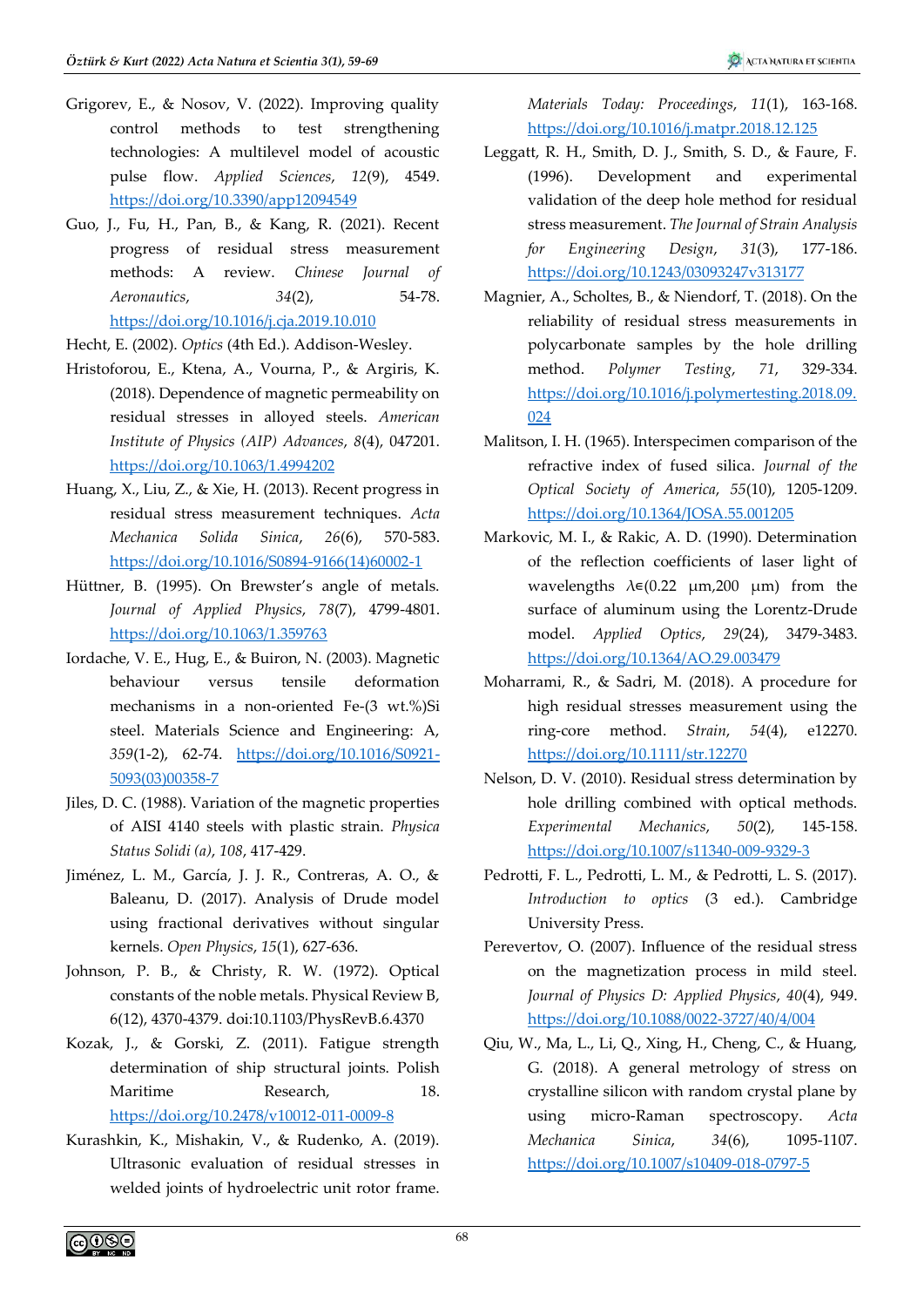Grigorev, E., & Nosov, V. (2022). Improving quality control methods to test strengthening technologies: A multilevel model of acoustic pulse flow. *Applied Sciences*, *12*(9), 4549. https://doi.org/10.3390/app12094549

Guo, J., Fu, H., Pan, B., & Kang, R. (2021). Recent progress of residual stress measurement methods: A review. *Chinese Journal of Aeronautics*, *34*(2), 54-78. https://doi.org/10.1016/j.cja.2019.10.010

Hecht, E. (2002). *Optics* (4th Ed.). Addison-Wesley.

Hristoforou, E., Ktena, A., Vourna, P., & Argiris, K. (2018). Dependence of magnetic permeability on residual stresses in alloyed steels. *American Institute of Physics (AIP) Advances*, *8*(4), 047201. https://doi.org/10.1063/1.4994202

Huang, X., Liu, Z., & Xie, H. (2013). Recent progress in residual stress measurement techniques. *Acta Mechanica Solida Sinica*, *26*(6), 570-583. https://doi.org/10.1016/S0894-9166(14)60002-1

Hüttner, B. (1995). On Brewster's angle of metals. *Journal of Applied Physics*, *78*(7), 4799-4801. https://doi.org/10.1063/1.359763

Iordache, V. E., Hug, E., & Buiron, N. (2003). Magnetic behaviour versus tensile deformation mechanisms in a non-oriented Fe-(3 wt.%)Si steel. Materials Science and Engineering: A, *359*(1-2), 62-74. https://doi.org/10.1016/S0921-5093(03)00358-7

Jiles, D. C. (1988). Variation of the magnetic properties of AISI 4140 steels with plastic strain. *Physica Status Solidi (a)*, *108*, 417-429.

Jiménez, L. M., García, J. J. R., Contreras, A. O., & Baleanu, D. (2017). Analysis of Drude model using fractional derivatives without singular kernels. *Open Physics*, *15*(1), 627-636.

Johnson, P. B., & Christy, R. W. (1972). Optical constants of the noble metals. Physical Review B, 6(12), 4370-4379. doi:10.1103/PhysRevB.6.4370

Kozak, J., & Gorski, Z. (2011). Fatigue strength determination of ship structural joints. Polish Maritime Research, 18. https://doi.org/10.2478/v10012-011-0009-8

Kurashkin, K., Mishakin, V., & Rudenko, A. (2019). Ultrasonic evaluation of residual stresses in welded joints of hydroelectric unit rotor frame. *Materials Today: Proceedings*, *11*(1), 163-168. https://doi.org/10.1016/j.matpr.2018.12.125

Leggatt, R. H., Smith, D. J., Smith, S. D., & Faure, F. (1996). Development and experimental validation of the deep hole method for residual stress measurement. *The Journal of Strain Analysis for Engineering Design*, *31*(3), 177-186. https://doi.org/10.1243/03093247v313177

Magnier, A., Scholtes, B., & Niendorf, T. (2018). On the reliability of residual stress measurements in polycarbonate samples by the hole drilling method. *Polymer Testing*, *71*, 329-334. https://doi.org/10.1016/j.polymertesting.2018.09.024

Malitson, I. H. (1965). Interspecimen comparison of the refractive index of fused silica. *Journal of the Optical Society of America*, *55*(10), 1205-1209. https://doi.org/10.1364/JOSA.55.001205

Markovic, M. I., & Rakic, A. D. (1990). Determination of the reflection coefficients of laser light of wavelengths $\lambda\in(0.22\ \mu m, 200\ \mu m)$ from the surface of aluminum using the Lorentz-Drude model. *Applied Optics*, *29*(24), 3479-3483. https://doi.org/10.1364/AO.29.003479

Moharrami, R., & Sadri, M. (2018). A procedure for high residual stresses measurement using the ring-core method. *Strain*, *54*(4), e12270. https://doi.org/10.1111/str.12270

Nelson, D. V. (2010). Residual stress determination by hole drilling combined with optical methods. *Experimental Mechanics*, *50*(2), 145-158. https://doi.org/10.1007/s11340-009-9329-3

Pedrotti, F. L., Pedrotti, L. M., & Pedrotti, L. S. (2017). *Introduction to optics* (3 ed.). Cambridge University Press.

Perevertov, O. (2007). Influence of the residual stress on the magnetization process in mild steel. *Journal of Physics D: Applied Physics*, *40*(4), 949. https://doi.org/10.1088/0022-3727/40/4/004

Qiu, W., Ma, L., Li, Q., Xing, H., Cheng, C., & Huang, G. (2018). A general metrology of stress on crystalline silicon with random crystal plane by using micro-Raman spectroscopy. *Acta Mechanica Sinica*, *34*(6), 1095-1107. https://doi.org/10.1007/s10409-018-0797-5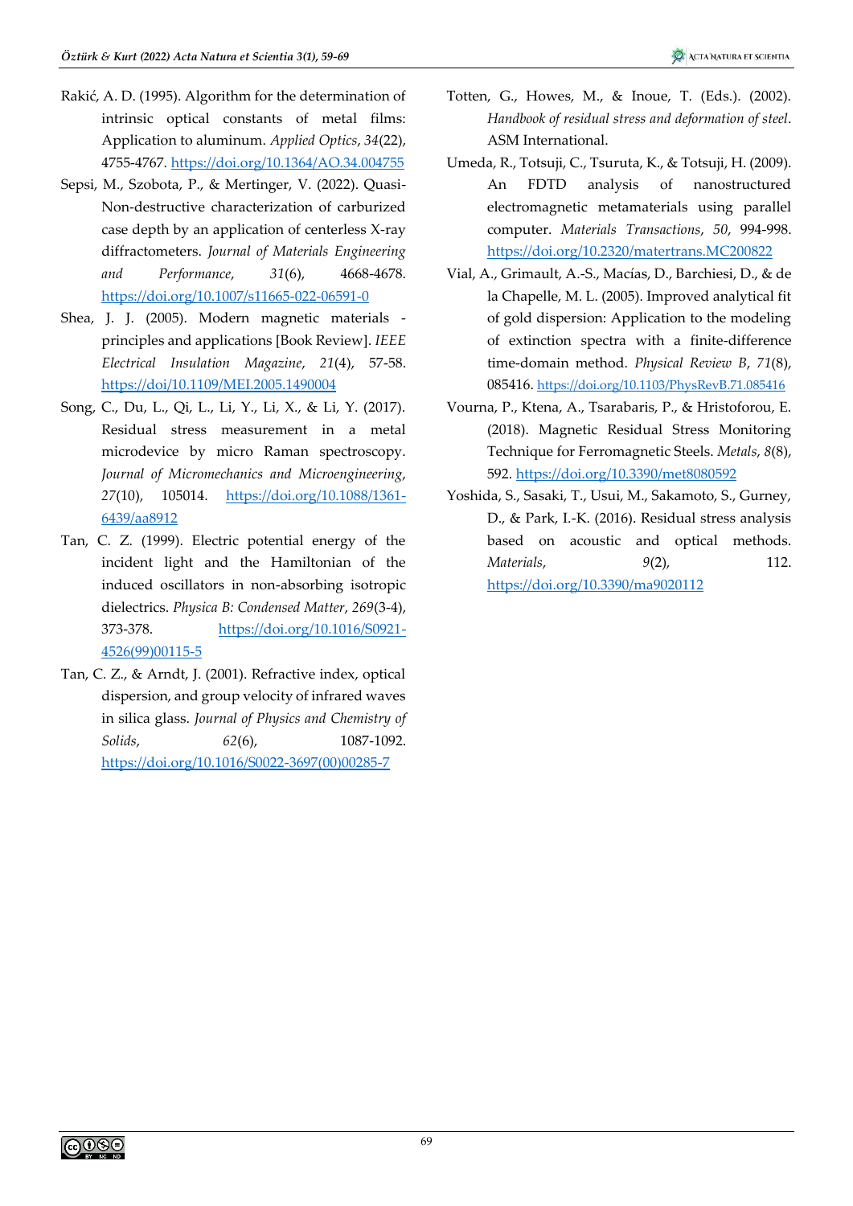Rakić, A. D. (1995). Algorithm for the determination of intrinsic optical constants of metal films: Application to aluminum. *Applied Optics*, *34*(22), 4755-4767. https://doi.org/10.1364/AO.34.004755

Sepsi, M., Szobota, P., & Mertinger, V. (2022). Quasi-Non-destructive characterization of carburized case depth by an application of centerless X-ray diffractometers. *Journal of Materials Engineering and Performance*, *31*(6), 4668-4678. https://doi.org/10.1007/s11665-022-06591-0

Shea, J. J. (2005). Modern magnetic materials - principles and applications [Book Review]. *IEEE Electrical Insulation Magazine*, *21*(4), 57-58. https://doi/10.1109/MEI.2005.1490004

Song, C., Du, L., Qi, L., Li, Y., Li, X., & Li, Y. (2017). Residual stress measurement in a metal microdevice by micro Raman spectroscopy. *Journal of Micromechanics and Microengineering*, *27*(10), 105014. https://doi.org/10.1088/1361-6439/aa8912

Tan, C. Z. (1999). Electric potential energy of the incident light and the Hamiltonian of the induced oscillators in non-absorbing isotropic dielectrics. *Physica B: Condensed Matter*, *269*(3-4), 373-378. https://doi.org/10.1016/S0921-4526(99)00115-5

Tan, C. Z., & Arndt, J. (2001). Refractive index, optical dispersion, and group velocity of infrared waves in silica glass. *Journal of Physics and Chemistry of Solids*, *62*(6), 1087-1092. https://doi.org/10.1016/S0022-3697(00)00285-7

Totten, G., Howes, M., & Inoue, T. (Eds.). (2002). *Handbook of residual stress and deformation of steel*. ASM International.

Umeda, R., Totsuji, C., Tsuruta, K., & Totsuji, H. (2009). An FDTD analysis of nanostructured electromagnetic metamaterials using parallel computer. *Materials Transactions*, *50*, 994-998. https://doi.org/10.2320/matertrans.MC200822

Vial, A., Grimault, A.-S., Macías, D., Barchiesi, D., & de la Chapelle, M. L. (2005). Improved analytical fit of gold dispersion: Application to the modeling of extinction spectra with a finite-difference time-domain method. *Physical Review B*, *71*(8), 085416. https://doi.org/10.1103/PhysRevB.71.085416

Vourna, P., Ktena, A., Tsarabaris, P., & Hristoforou, E. (2018). Magnetic Residual Stress Monitoring Technique for Ferromagnetic Steels. *Metals*, *8*(8), 592. https://doi.org/10.3390/met8080592

Yoshida, S., Sasaki, T., Usui, M., Sakamoto, S., Gurney, D., & Park, I.-K. (2016). Residual stress analysis based on acoustic and optical methods. *Materials*, *9*(2), 112. https://doi.org/10.3390/ma9020112